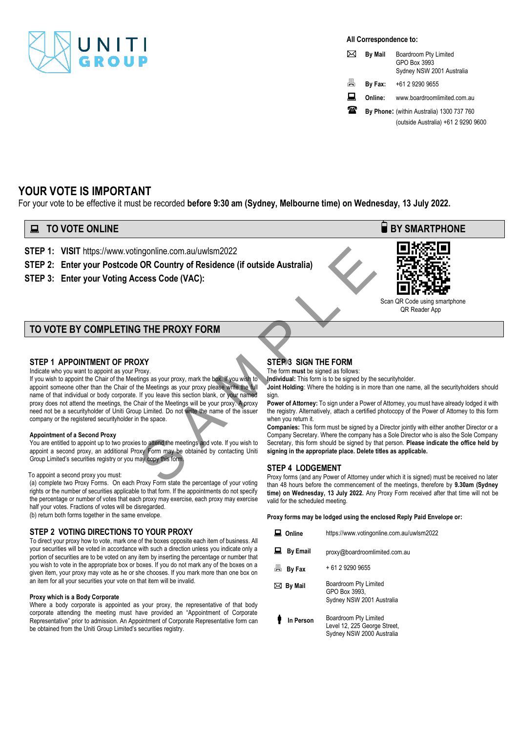UNITI GROUP

**All Correspondence to:**

**By Mail** Boardroom Pty Limited
GPO Box 3993
Sydney NSW 2001 Australia

**By Fax:** +61 2 9290 9655

**Online:** www.boardroomlimited.com.au

**By Phone:** (within Australia) 1300 737 760
(outside Australia) +61 2 9290 9600

# YOUR VOTE IS IMPORTANT

For your vote to be effective it must be recorded **before 9:30 am (Sydney, Melbourne time) on Wednesday, 13 July 2022.**

## TO VOTE ONLINE

**STEP 1: VISIT** https://www.votingonline.com.au/uwlsm2022

**STEP 2: Enter your Postcode OR Country of Residence (if outside Australia)**

**STEP 3: Enter your Voting Access Code (VAC):**

## BY SMARTPHONE

Scan QR Code using smartphone QR Reader App

## TO VOTE BY COMPLETING THE PROXY FORM

### STEP 1 APPOINTMENT OF PROXY

Indicate who you want to appoint as your Proxy.

If you wish to appoint the Chair of the Meetings as your proxy, mark the box. If you wish to appoint someone other than the Chair of the Meetings as your proxy please write the full name of that individual or body corporate. If you leave this section blank, or your named proxy does not attend the meetings, the Chair of the Meetings will be your proxy. A proxy need not be a securityholder of Uniti Group Limited. Do not write the name of the issuer company or the registered securityholder in the space.

**Appointment of a Second Proxy**

You are entitled to appoint up to two proxies to attend the meetings and vote. If you wish to appoint a second proxy, an additional Proxy Form may be obtained by contacting Uniti Group Limited's securities registry or you may copy this form.

To appoint a second proxy you must:

(a) complete two Proxy Forms. On each Proxy Form state the percentage of your voting rights or the number of securities applicable to that form. If the appointments do not specify the percentage or number of votes that each proxy may exercise, each proxy may exercise half your votes. Fractions of votes will be disregarded.

(b) return both forms together in the same envelope.

### STEP 2 VOTING DIRECTIONS TO YOUR PROXY

To direct your proxy how to vote, mark one of the boxes opposite each item of business. All your securities will be voted in accordance with such a direction unless you indicate only a portion of securities are to be voted on any item by inserting the percentage or number that you wish to vote in the appropriate box or boxes. If you do not mark any of the boxes on a given item, your proxy may vote as he or she chooses. If you mark more than one box on an item for all your securities your vote on that item will be invalid.

**Proxy which is a Body Corporate**

Where a body corporate is appointed as your proxy, the representative of that body corporate attending the meeting must have provided an "Appointment of Corporate Representative" prior to admission. An Appointment of Corporate Representative form can be obtained from the Uniti Group Limited's securities registry.

### STEP 3 SIGN THE FORM

The form **must** be signed as follows:

**Individual:** This form is to be signed by the securityholder.

**Joint Holding**: Where the holding is in more than one name, all the securityholders should sign.

**Power of Attorney:** To sign under a Power of Attorney, you must have already lodged it with the registry. Alternatively, attach a certified photocopy of the Power of Attorney to this form when you return it.

**Companies:** This form must be signed by a Director jointly with either another Director or a Company Secretary. Where the company has a Sole Director who is also the Sole Company Secretary, this form should be signed by that person. **Please indicate the office held by signing in the appropriate place. Delete titles as applicable.**

### STEP 4 LODGEMENT

Proxy forms (and any Power of Attorney under which it is signed) must be received no later than 48 hours before the commencement of the meetings, therefore by **9.30am (Sydney time) on Wednesday, 13 July 2022.** Any Proxy Form received after that time will not be valid for the scheduled meeting.

**Proxy forms may be lodged using the enclosed Reply Paid Envelope or:**

| | |
|---|---|
| **Online** | https://www.votingonline.com.au/uwlsm2022 |
| **By Email** | proxy@boardroomlimited.com.au |
| **By Fax** | + 61 2 9290 9655 |
| **By Mail** | Boardroom Pty Limited<br>GPO Box 3993,<br>Sydney NSW 2001 Australia |
| **In Person** | Boardroom Pty Limited<br>Level 12, 225 George Street,<br>Sydney NSW 2000 Australia |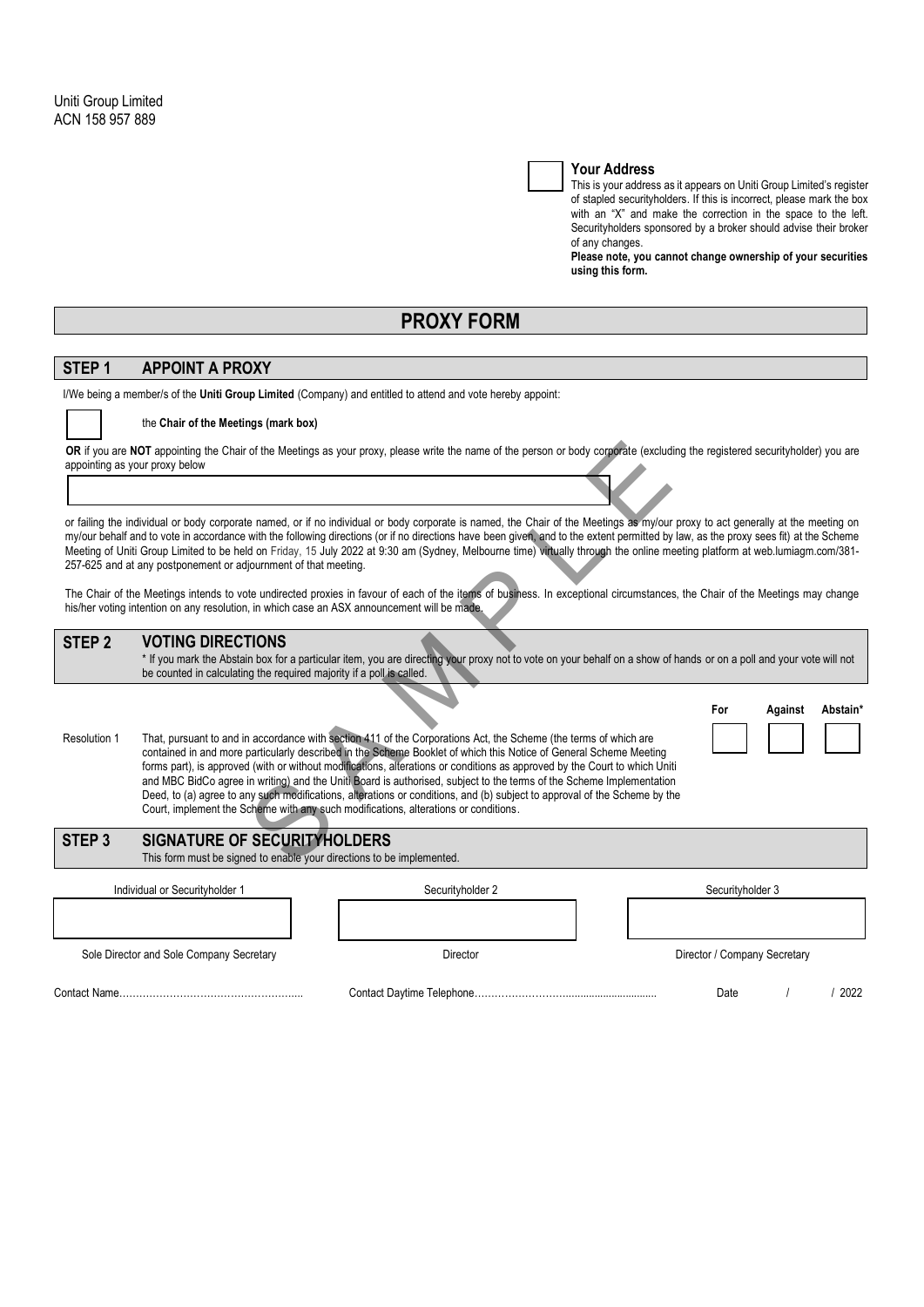Uniti Group Limited
ACN 158 957 889

☐ **Your Address**
This is your address as it appears on Uniti Group Limited's register of stapled securityholders. If this is incorrect, please mark the box with an "X" and make the correction in the space to the left. Securityholders sponsored by a broker should advise their broker of any changes.
**Please note, you cannot change ownership of your securities using this form.**

# PROXY FORM

## STEP 1 APPOINT A PROXY

I/We being a member/s of the **Uniti Group Limited** (Company) and entitled to attend and vote hereby appoint:

☐ the **Chair of the Meetings (mark box)**

**OR** if you are **NOT** appointing the Chair of the Meetings as your proxy, please write the name of the person or body corporate (excluding the registered securityholder) you are appointing as your proxy below

or failing the individual or body corporate named, or if no individual or body corporate is named, the Chair of the Meetings as my/our proxy to act generally at the meeting on my/our behalf and to vote in accordance with the following directions (or if no directions have been given, and to the extent permitted by law, as the proxy sees fit) at the Scheme Meeting of Uniti Group Limited to be held on Friday, 15 July 2022 at 9:30 am (Sydney, Melbourne time) virtually through the online meeting platform at web.lumiagm.com/381-257-625 and at any postponement or adjournment of that meeting.

The Chair of the Meetings intends to vote undirected proxies in favour of each of the items of business. In exceptional circumstances, the Chair of the Meetings may change his/her voting intention on any resolution, in which case an ASX announcement will be made.

## STEP 2 VOTING DIRECTIONS

\* If you mark the Abstain box for a particular item, you are directing your proxy not to vote on your behalf on a show of hands or on a poll and your vote will not be counted in calculating the required majority if a poll is called.

| | | For | Against | Abstain* |
|---|---|---|---|---|
| Resolution 1 | That, pursuant to and in accordance with section 411 of the Corporations Act, the Scheme (the terms of which are contained in and more particularly described in the Scheme Booklet of which this Notice of General Scheme Meeting forms part), is approved (with or without modifications, alterations or conditions as approved by the Court to which Uniti and MBC BidCo agree in writing) and the Uniti Board is authorised, subject to the terms of the Scheme Implementation Deed, to (a) agree to any such modifications, alterations or conditions, and (b) subject to approval of the Scheme by the Court, implement the Scheme with any such modifications, alterations or conditions. | ☐ | ☐ | ☐ |

## STEP 3 SIGNATURE OF SECURITYHOLDERS

This form must be signed to enable your directions to be implemented.

| Individual or Securityholder 1 | Securityholder 2 | Securityholder 3 |
|---|---|---|
| | | |
| Sole Director and Sole Company Secretary | Director | Director / Company Secretary |

Contact Name……………………………………………... Contact Daytime Telephone……………………............................ Date / / 2022